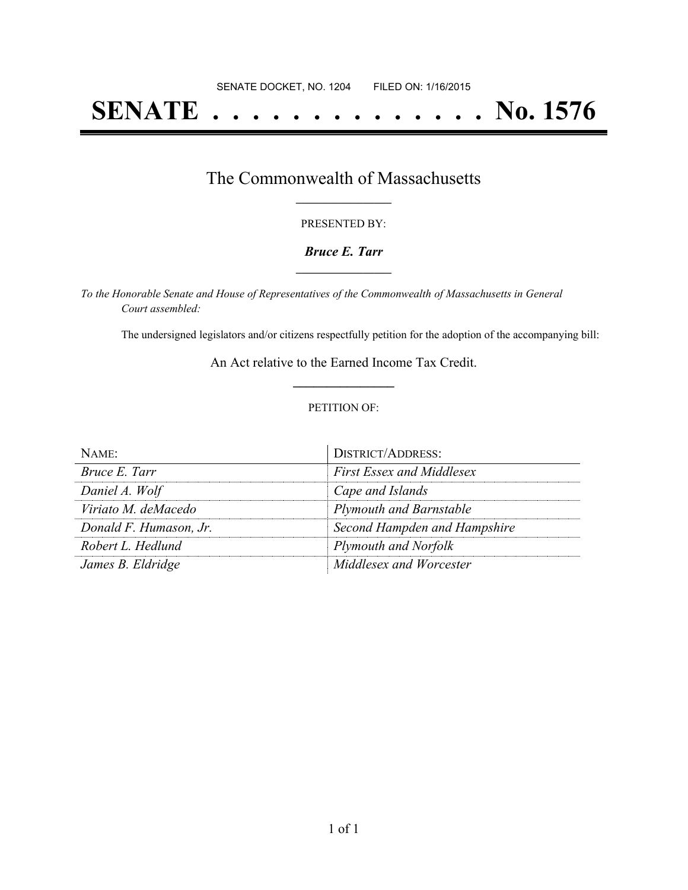SENATE DOCKET, NO. 1204 FILED ON: 1/16/2015

# SENATE . . . . . . . . . . . . . . No. 1576

## The Commonwealth of Massachusetts

PRESENTED BY:

***Bruce E. Tarr***

*To the Honorable Senate and House of Representatives of the Commonwealth of Massachusetts in General Court assembled:*

The undersigned legislators and/or citizens respectfully petition for the adoption of the accompanying bill:

An Act relative to the Earned Income Tax Credit.

PETITION OF:

| NAME: | DISTRICT/ADDRESS: |
| --- | --- |
| *Bruce E. Tarr* | *First Essex and Middlesex* |
| *Daniel A. Wolf* | *Cape and Islands* |
| *Viriato M. deMacedo* | *Plymouth and Barnstable* |
| *Donald F. Humason, Jr.* | *Second Hampden and Hampshire* |
| *Robert L. Hedlund* | *Plymouth and Norfolk* |
| *James B. Eldridge* | *Middlesex and Worcester* |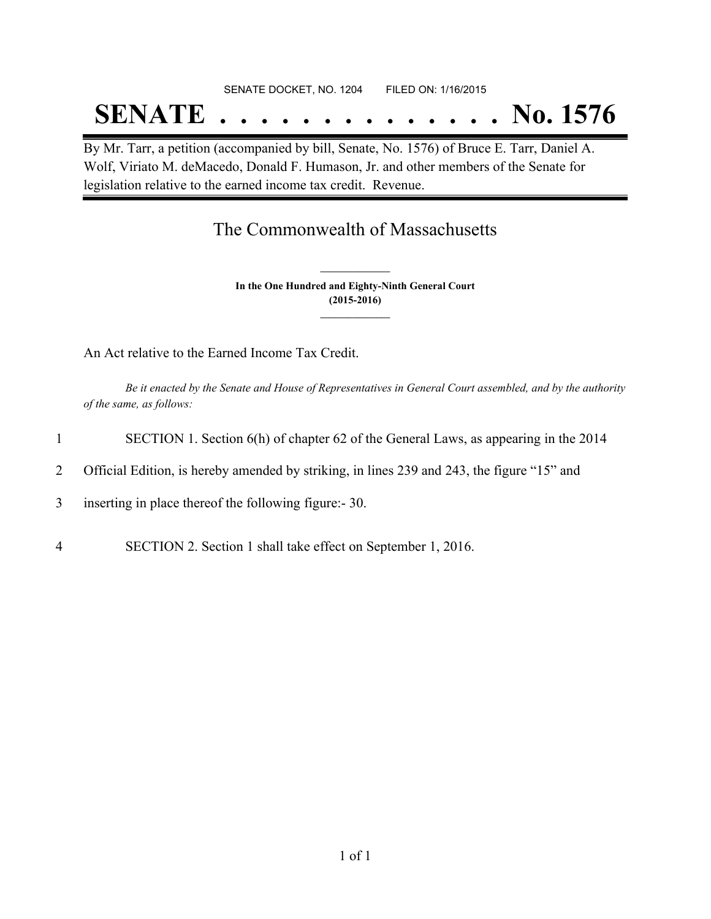SENATE DOCKET, NO. 1204        FILED ON: 1/16/2015

# SENATE . . . . . . . . . . . . . . No. 1576

By Mr. Tarr, a petition (accompanied by bill, Senate, No. 1576) of Bruce E. Tarr, Daniel A. Wolf, Viriato M. deMacedo, Donald F. Humason, Jr. and other members of the Senate for legislation relative to the earned income tax credit. Revenue.

## The Commonwealth of Massachusetts

**In the One Hundred and Eighty-Ninth General Court**
**(2015-2016)**

An Act relative to the Earned Income Tax Credit.

*Be it enacted by the Senate and House of Representatives in General Court assembled, and by the authority of the same, as follows:*

1 SECTION 1. Section 6(h) of chapter 62 of the General Laws, as appearing in the 2014

2 Official Edition, is hereby amended by striking, in lines 239 and 243, the figure "15" and

3 inserting in place thereof the following figure:- 30.

4 SECTION 2. Section 1 shall take effect on September 1, 2016.